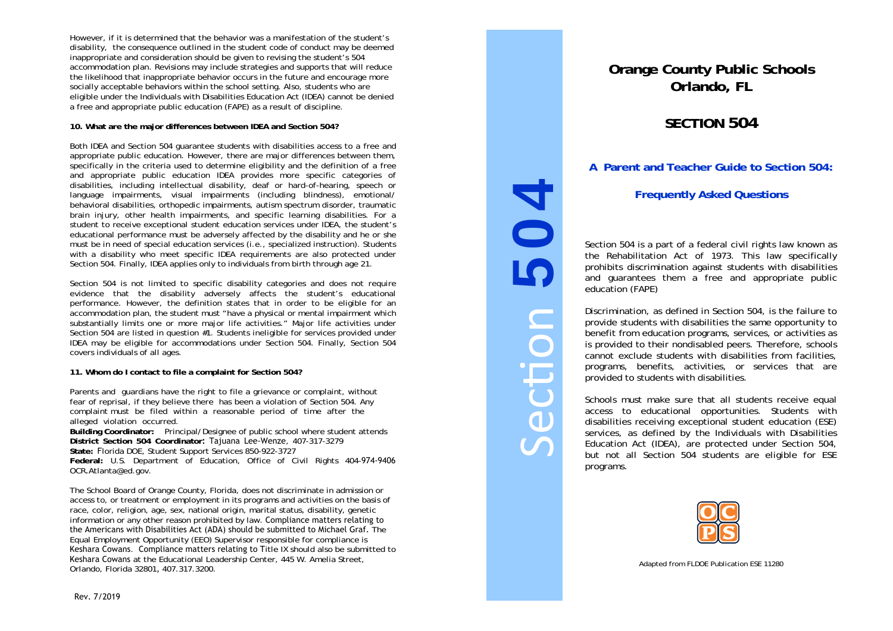However, if it is determined that the behavior was a manifestation of the student's disability, the consequence outlined in the student code of conduct may be deemed inappropriate and consideration should be given to revising the student's 504 accommodation plan. Revisions may include strategies and supports that will reduce the likelihood that inappropriate behavior occurs in the future and encourage more socially acceptable behaviors within the school setting. Also, students who are eligible under the Individuals with Disabilities Education Act (IDEA) cannot be denied a free and appropriate public education (FAPE) as a result of discipline.

**10. What are the major differences between IDEA and Section 504?**

Both IDEA and Section 504 guarantee students with disabilities access to a free and appropriate public education. However, there are major differences between them, specifically in the criteria used to determine eligibility and the definition of a free and appropriate public education IDEA provides more specific categories of disabilities, including intellectual disability, deaf or hard-of-hearing, speech or language impairments, visual impairments (including blindness), emotional/ behavioral disabilities, orthopedic impairments, autism spectrum disorder, traumatic brain injury, other health impairments, and specific learning disabilities. For a student to receive exceptional student education services under IDEA, the student's educational performance must be adversely affected by the disability and he or she must be in need of special education services (i.e., specialized instruction). Students with a disability who meet specific IDEA requirements are also protected under Section 504. Finally, IDEA applies only to individuals from birth through age 21.

Section 504 is not limited to specific disability categories and does not require evidence that the disability adversely affects the student's educational performance. However, the definition states that in order to be eligible for an accommodation plan, the student must "have a physical or mental impairment which substantially limits one or more major life activities." Major life activities under Section 504 are listed in question #1. Students ineligible for services provided under IDEA may be eligible for accommodations under Section 504. Finally, Section 504 covers individuals of all ages.

**11. Whom do I contact to file a complaint for Section 504?**

Parents and guardians have the right to file a grievance or complaint, without fear of reprisal, if they believe there has been a violation of Section 504. Any complaint must be filed within a reasonable period of time after the alleged violation occurred.

**Building Coordinator:** Principal/Designee of public school where student attends
**District Section 504 Coordinator:** Tajuana Lee-Wenze, 407-317-3279
**State:** Florida DOE, Student Support Services 850-922-3727
**Federal:** U.S. Department of Education, Office of Civil Rights 404-974-9406 OCR.Atlanta@ed.gov.

The School Board of Orange County, Florida, does not discriminate in admission or access to, or treatment or employment in its programs and activities on the basis of race, color, religion, age, sex, national origin, marital status, disability, genetic information or any other reason prohibited by law. Compliance matters relating to the Americans with Disabilities Act (ADA) should be submitted to Michael Graf. The Equal Employment Opportunity (EEO) Supervisor responsible for compliance is Keshara Cowans. Compliance matters relating to Title IX should also be submitted to Keshara Cowans at the Educational Leadership Center, 445 W. Amelia Street, Orlando, Florida 32801, 407.317.3200.

Rev. 7/2019

Section **504**

# Orange County Public Schools Orlando, FL

# SECTION 504

## A Parent and Teacher Guide to Section 504:

## Frequently Asked Questions

Section 504 is a part of a federal civil rights law known as the Rehabilitation Act of 1973. This law specifically prohibits discrimination against students with disabilities and guarantees them a free and appropriate public education (FAPE)

Discrimination, as defined in Section 504, is the failure to provide students with disabilities the same opportunity to benefit from education programs, services, or activities as is provided to their nondisabled peers. Therefore, schools cannot exclude students with disabilities from facilities, programs, benefits, activities, or services that are provided to students with disabilities.

Schools must make sure that all students receive equal access to educational opportunities. Students with disabilities receiving exceptional student education (ESE) services, as defined by the Individuals with Disabilities Education Act (IDEA), are protected under Section 504, but not all Section 504 students are eligible for ESE programs.

OCPS

Adapted from FLDOE Publication ESE 11280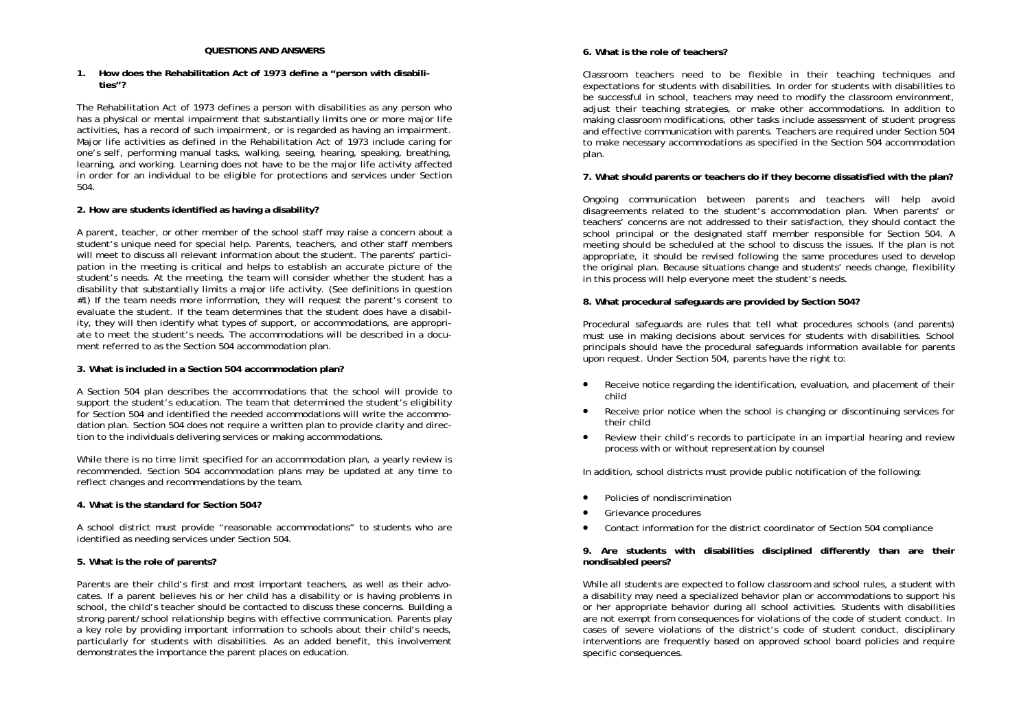## QUESTIONS AND ANSWERS

### 1. How does the Rehabilitation Act of 1973 define a "person with disabilities"?

The Rehabilitation Act of 1973 defines a person with disabilities as any person who has a physical or mental impairment that substantially limits one or more major life activities, has a record of such impairment, or is regarded as having an impairment. Major life activities as defined in the Rehabilitation Act of 1973 include caring for one's self, performing manual tasks, walking, seeing, hearing, speaking, breathing, learning, and working. Learning does not have to be the major life activity affected in order for an individual to be eligible for protections and services under Section 504.

### 2. How are students identified as having a disability?

A parent, teacher, or other member of the school staff may raise a concern about a student's unique need for special help. Parents, teachers, and other staff members will meet to discuss all relevant information about the student. The parents' participation in the meeting is critical and helps to establish an accurate picture of the student's needs. At the meeting, the team will consider whether the student has a disability that substantially limits a major life activity. (See definitions in question #1) If the team needs more information, they will request the parent's consent to evaluate the student. If the team determines that the student does have a disability, they will then identify what types of support, or accommodations, are appropriate to meet the student's needs. The accommodations will be described in a document referred to as the Section 504 accommodation plan.

### 3. What is included in a Section 504 accommodation plan?

A Section 504 plan describes the accommodations that the school will provide to support the student's education. The team that determined the student's eligibility for Section 504 and identified the needed accommodations will write the accommodation plan. Section 504 does not require a written plan to provide clarity and direction to the individuals delivering services or making accommodations.

While there is no time limit specified for an accommodation plan, a yearly review is recommended. Section 504 accommodation plans may be updated at any time to reflect changes and recommendations by the team.

### 4. What is the standard for Section 504?

A school district must provide "reasonable accommodations" to students who are identified as needing services under Section 504.

### 5. What is the role of parents?

Parents are their child's first and most important teachers, as well as their advocates. If a parent believes his or her child has a disability or is having problems in school, the child's teacher should be contacted to discuss these concerns. Building a strong parent/school relationship begins with effective communication. Parents play a key role by providing important information to schools about their child's needs, particularly for students with disabilities. As an added benefit, this involvement demonstrates the importance the parent places on education.

### 6. What is the role of teachers?

Classroom teachers need to be flexible in their teaching techniques and expectations for students with disabilities. In order for students with disabilities to be successful in school, teachers may need to modify the classroom environment, adjust their teaching strategies, or make other accommodations. In addition to making classroom modifications, other tasks include assessment of student progress and effective communication with parents. Teachers are required under Section 504 to make necessary accommodations as specified in the Section 504 accommodation plan.

### 7. What should parents or teachers do if they become dissatisfied with the plan?

Ongoing communication between parents and teachers will help avoid disagreements related to the student's accommodation plan. When parents' or teachers' concerns are not addressed to their satisfaction, they should contact the school principal or the designated staff member responsible for Section 504. A meeting should be scheduled at the school to discuss the issues. If the plan is not appropriate, it should be revised following the same procedures used to develop the original plan. Because situations change and students' needs change, flexibility in this process will help everyone meet the student's needs.

### 8. What procedural safeguards are provided by Section 504?

Procedural safeguards are rules that tell what procedures schools (and parents) must use in making decisions about services for students with disabilities. School principals should have the procedural safeguards information available for parents upon request. Under Section 504, parents have the right to:

- Receive notice regarding the identification, evaluation, and placement of their child
- Receive prior notice when the school is changing or discontinuing services for their child
- Review their child's records to participate in an impartial hearing and review process with or without representation by counsel

In addition, school districts must provide public notification of the following:

- Policies of nondiscrimination
- Grievance procedures
- Contact information for the district coordinator of Section 504 compliance

### 9. Are students with disabilities disciplined differently than are their nondisabled peers?

While all students are expected to follow classroom and school rules, a student with a disability may need a specialized behavior plan or accommodations to support his or her appropriate behavior during all school activities. Students with disabilities are not exempt from consequences for violations of the code of student conduct. In cases of severe violations of the district's code of student conduct, disciplinary interventions are frequently based on approved school board policies and require specific consequences.